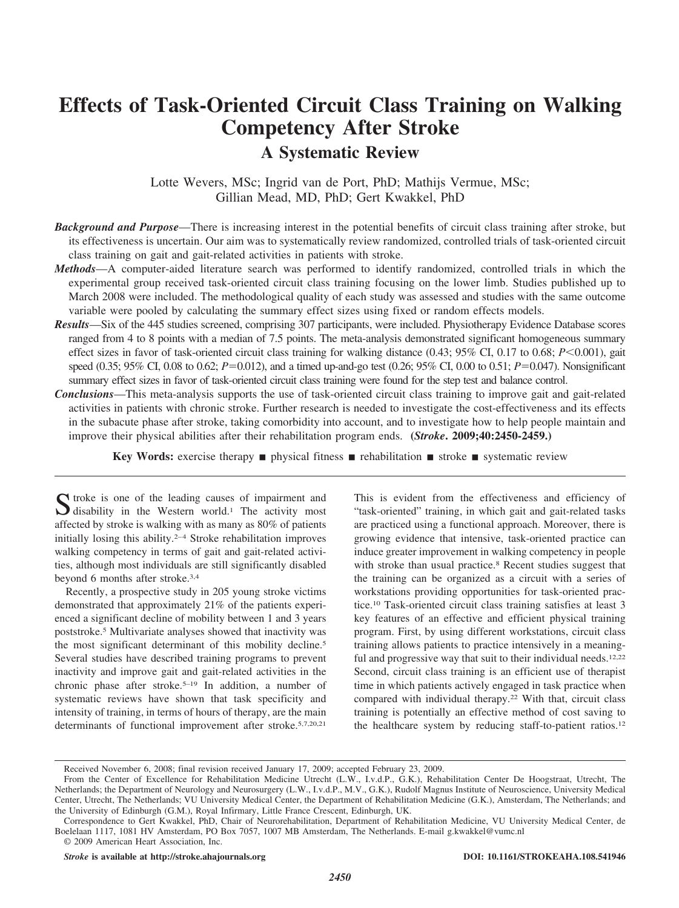# Effects of Task-Oriented Circuit Class Training on Walking Competency After Stroke

## A Systematic Review

Lotte Wevers, MSc; Ingrid van de Port, PhD; Mathijs Vermue, MSc; Gillian Mead, MD, PhD; Gert Kwakkel, PhD

***Background and Purpose*****—**There is increasing interest in the potential benefits of circuit class training after stroke, but its effectiveness is uncertain. Our aim was to systematically review randomized, controlled trials of task-oriented circuit class training on gait and gait-related activities in patients with stroke.

***Methods*****—**A computer-aided literature search was performed to identify randomized, controlled trials in which the experimental group received task-oriented circuit class training focusing on the lower limb. Studies published up to March 2008 were included. The methodological quality of each study was assessed and studies with the same outcome variable were pooled by calculating the summary effect sizes using fixed or random effects models.

***Results*****—**Six of the 445 studies screened, comprising 307 participants, were included. Physiotherapy Evidence Database scores ranged from 4 to 8 points with a median of 7.5 points. The meta-analysis demonstrated significant homogeneous summary effect sizes in favor of task-oriented circuit class training for walking distance (0.43; 95% CI, 0.17 to 0.68; $P<0.001$), gait speed (0.35; 95% CI, 0.08 to 0.62; $P=0.012$), and a timed up-and-go test (0.26; 95% CI, 0.00 to 0.51; $P=0.047$). Nonsignificant summary effect sizes in favor of task-oriented circuit class training were found for the step test and balance control.

***Conclusions*****—**This meta-analysis supports the use of task-oriented circuit class training to improve gait and gait-related activities in patients with chronic stroke. Further research is needed to investigate the cost-effectiveness and its effects in the subacute phase after stroke, taking comorbidity into account, and to investigate how to help people maintain and improve their physical abilities after their rehabilitation program ends. **(*Stroke*. 2009;40:2450-2459.)**

**Key Words:** exercise therapy ■ physical fitness ■ rehabilitation ■ stroke ■ systematic review

Stroke is one of the leading causes of impairment and disability in the Western world.[1] The activity most affected by stroke is walking with as many as 80% of patients initially losing this ability.[2–4] Stroke rehabilitation improves walking competency in terms of gait and gait-related activities, although most individuals are still significantly disabled beyond 6 months after stroke.[3,4]

Recently, a prospective study in 205 young stroke victims demonstrated that approximately 21% of the patients experienced a significant decline of mobility between 1 and 3 years poststroke.[5] Multivariate analyses showed that inactivity was the most significant determinant of this mobility decline.[5] Several studies have described training programs to prevent inactivity and improve gait and gait-related activities in the chronic phase after stroke.[5–19] In addition, a number of systematic reviews have shown that task specificity and intensity of training, in terms of hours of training, are the main determinants of functional improvement after stroke.[5,7,20,21] This is evident from the effectiveness and efficiency of "task-oriented" training, in which gait and gait-related tasks are practiced using a functional approach. Moreover, there is growing evidence that intensive, task-oriented practice can induce greater improvement in walking competency in people with stroke than usual practice.[8] Recent studies suggest that the training can be organized as a circuit with a series of workstations providing opportunities for task-oriented practice.[10] Task-oriented circuit class training satisfies at least 3 key features of an effective and efficient physical training program. First, by using different workstations, circuit class training allows patients to practice intensively in a meaningful and progressive way that suit to their individual needs.[12,22] Second, circuit class training is an efficient use of therapist time in which patients actively engaged in task practice when compared with individual therapy.[22] With that, circuit class training is potentially an effective method of cost saving to the healthcare system by reducing staff-to-patient ratios.[12]

Received November 6, 2008; final revision received January 17, 2009; accepted February 23, 2009.

From the Center of Excellence for Rehabilitation Medicine Utrecht (L.W., I.v.d.P., G.K.), Rehabilitation Center De Hoogstraat, Utrecht, The Netherlands; the Department of Neurology and Neurosurgery (L.W., I.v.d.P., M.V., G.K.), Rudolf Magnus Institute of Neuroscience, University Medical Center, Utrecht, The Netherlands; VU University Medical Center, the Department of Rehabilitation Medicine (G.K.), Amsterdam, The Netherlands; and the University of Edinburgh (G.M.), Royal Infirmary, Little France Crescent, Edinburgh, UK.

Correspondence to Gert Kwakkel, PhD, Chair of Neurorehabilitation, Department of Rehabilitation Medicine, VU University Medical Center, de Boelelaan 1117, 1081 HV Amsterdam, PO Box 7057, 1007 MB Amsterdam, The Netherlands. E-mail g.kwakkel@vumc.nl

© 2009 American Heart Association, Inc.

*Stroke* **is available at http://stroke.ahajournals.org** **DOI: 10.1161/STROKEAHA.108.541946**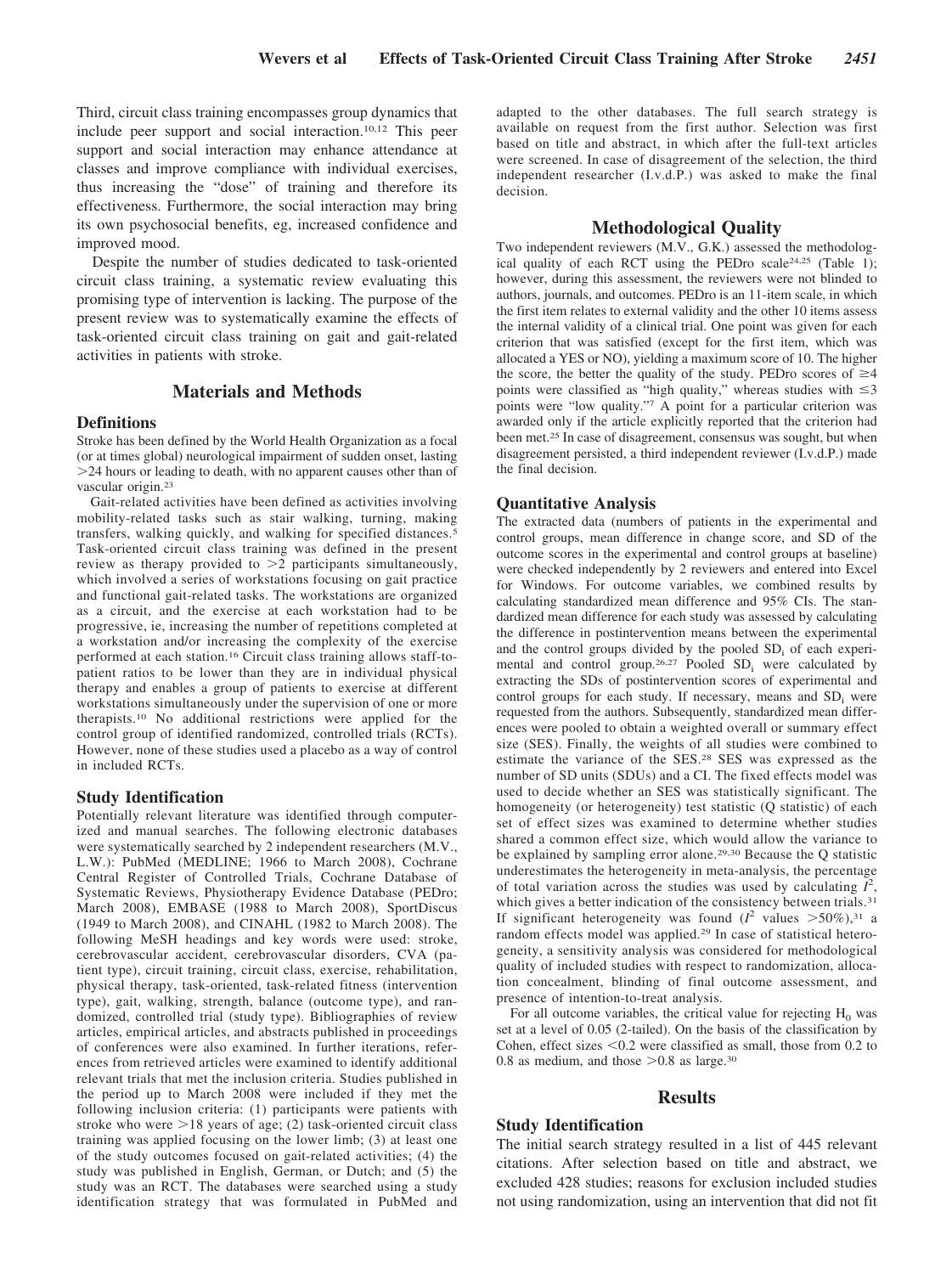Third, circuit class training encompasses group dynamics that include peer support and social interaction.[10,12] This peer support and social interaction may enhance attendance at classes and improve compliance with individual exercises, thus increasing the "dose" of training and therefore its effectiveness. Furthermore, the social interaction may bring its own psychosocial benefits, eg, increased confidence and improved mood.

Despite the number of studies dedicated to task-oriented circuit class training, a systematic review evaluating this promising type of intervention is lacking. The purpose of the present review was to systematically examine the effects of task-oriented circuit class training on gait and gait-related activities in patients with stroke.

## Materials and Methods

### Definitions

Stroke has been defined by the World Health Organization as a focal (or at times global) neurological impairment of sudden onset, lasting >24 hours or leading to death, with no apparent causes other than of vascular origin.[23]

Gait-related activities have been defined as activities involving mobility-related tasks such as stair walking, turning, making transfers, walking quickly, and walking for specified distances.[5] Task-oriented circuit class training was defined in the present review as therapy provided to >2 participants simultaneously, which involved a series of workstations focusing on gait practice and functional gait-related tasks. The workstations are organized as a circuit, and the exercise at each workstation had to be progressive, ie, increasing the number of repetitions completed at a workstation and/or increasing the complexity of the exercise performed at each station.[16] Circuit class training allows staff-to-patient ratios to be lower than they are in individual physical therapy and enables a group of patients to exercise at different workstations simultaneously under the supervision of one or more therapists.[10] No additional restrictions were applied for the control group of identified randomized, controlled trials (RCTs). However, none of these studies used a placebo as a way of control in included RCTs.

### Study Identification

Potentially relevant literature was identified through computerized and manual searches. The following electronic databases were systematically searched by 2 independent researchers (M.V., L.W.): PubMed (MEDLINE; 1966 to March 2008), Cochrane Central Register of Controlled Trials, Cochrane Database of Systematic Reviews, Physiotherapy Evidence Database (PEDro; March 2008), EMBASE (1988 to March 2008), SportDiscus (1949 to March 2008), and CINAHL (1982 to March 2008). The following MeSH headings and key words were used: stroke, cerebrovascular accident, cerebrovascular disorders, CVA (patient type), circuit training, circuit class, exercise, rehabilitation, physical therapy, task-oriented, task-related fitness (intervention type), gait, walking, strength, balance (outcome type), and randomized, controlled trial (study type). Bibliographies of review articles, empirical articles, and abstracts published in proceedings of conferences were also examined. In further iterations, references from retrieved articles were examined to identify additional relevant trials that met the inclusion criteria. Studies published in the period up to March 2008 were included if they met the following inclusion criteria: (1) participants were patients with stroke who were >18 years of age; (2) task-oriented circuit class training was applied focusing on the lower limb; (3) at least one of the study outcomes focused on gait-related activities; (4) the study was published in English, German, or Dutch; and (5) the study was an RCT. The databases were searched using a study identification strategy that was formulated in PubMed and adapted to the other databases. The full search strategy is available on request from the first author. Selection was first based on title and abstract, in which after the full-text articles were screened. In case of disagreement of the selection, the third independent researcher (I.v.d.P.) was asked to make the final decision.

## Methodological Quality

Two independent reviewers (M.V., G.K.) assessed the methodological quality of each RCT using the PEDro scale[24,25] (Table 1); however, during this assessment, the reviewers were not blinded to authors, journals, and outcomes. PEDro is an 11-item scale, in which the first item relates to external validity and the other 10 items assess the internal validity of a clinical trial. One point was given for each criterion that was satisfied (except for the first item, which was allocated a YES or NO), yielding a maximum score of 10. The higher the score, the better the quality of the study. PEDro scores of ≥4 points were classified as "high quality," whereas studies with ≤3 points were "low quality."[7] A point for a particular criterion was awarded only if the article explicitly reported that the criterion had been met.[25] In case of disagreement, consensus was sought, but when disagreement persisted, a third independent reviewer (I.v.d.P.) made the final decision.

### Quantitative Analysis

The extracted data (numbers of patients in the experimental and control groups, mean difference in change score, and SD of the outcome scores in the experimental and control groups at baseline) were checked independently by 2 reviewers and entered into Excel for Windows. For outcome variables, we combined results by calculating standardized mean difference and 95% CIs. The standardized mean difference for each study was assessed by calculating the difference in postintervention means between the experimental and the control groups divided by the pooled $SD_i$ of each experimental and control group.[26,27] Pooled $SD_i$ were calculated by extracting the SDs of postintervention scores of experimental and control groups for each study. If necessary, means and $SD_i$ were requested from the authors. Subsequently, standardized mean differences were pooled to obtain a weighted overall or summary effect size (SES). Finally, the weights of all studies were combined to estimate the variance of the SES.[28] SES was expressed as the number of SD units (SDUs) and a CI. The fixed effects model was used to decide whether an SES was statistically significant. The homogeneity (or heterogeneity) test statistic (Q statistic) of each set of effect sizes was examined to determine whether studies shared a common effect size, which would allow the variance to be explained by sampling error alone.[29,30] Because the Q statistic underestimates the heterogeneity in meta-analysis, the percentage of total variation across the studies was used by calculating $I^2$, which gives a better indication of the consistency between trials.[31] If significant heterogeneity was found ($I^2$ values >50%),[31] a random effects model was applied.[29] In case of statistical heterogeneity, a sensitivity analysis was considered for methodological quality of included studies with respect to randomization, allocation concealment, blinding of final outcome assessment, and presence of intention-to-treat analysis.

For all outcome variables, the critical value for rejecting $H_0$ was set at a level of 0.05 (2-tailed). On the basis of the classification by Cohen, effect sizes <0.2 were classified as small, those from 0.2 to 0.8 as medium, and those >0.8 as large.[30]

## Results

### Study Identification

The initial search strategy resulted in a list of 445 relevant citations. After selection based on title and abstract, we excluded 428 studies; reasons for exclusion included studies not using randomization, using an intervention that did not fit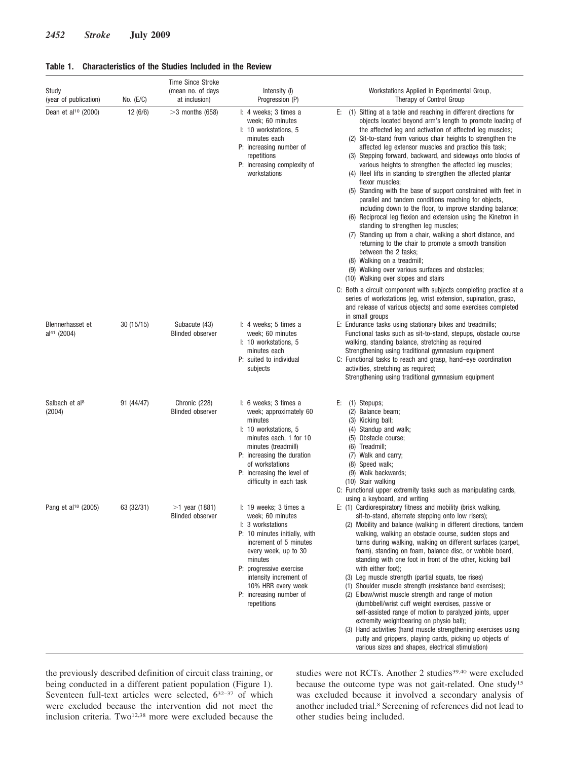**Table 1. Characteristics of the Studies Included in the Review**

| Study (year of publication) | No. (E/C) | Time Since Stroke (mean no. of days at inclusion) | Intensity (I) Progression (P) | Workstations Applied in Experimental Group, Therapy of Control Group |
|---|---|---|---|---|
| Dean et al[10] (2000) | 12 (6/6) | >3 months (658) | I: 4 weeks; 3 times a week; 60 minutes<br>I: 10 workstations, 5 minutes each<br>P: increasing number of repetitions<br>P: increasing complexity of workstations | E: (1) Sitting at a table and reaching in different directions for objects located beyond arm's length to promote loading of the affected leg and activation of affected leg muscles;<br>(2) Sit-to-stand from various chair heights to strengthen the affected leg extensor muscles and practice this task;<br>(3) Stepping forward, backward, and sideways onto blocks of various heights to strengthen the affected leg muscles;<br>(4) Heel lifts in standing to strengthen the affected plantar flexor muscles;<br>(5) Standing with the base of support constrained with feet in parallel and tandem conditions reaching for objects, including down to the floor, to improve standing balance;<br>(6) Reciprocal leg flexion and extension using the Kinetron in standing to strengthen leg muscles;<br>(7) Standing up from a chair, walking a short distance, and returning to the chair to promote a smooth transition between the 2 tasks;<br>(8) Walking on a treadmill;<br>(9) Walking over various surfaces and obstacles;<br>(10) Walking over slopes and stairs<br>C: Both a circuit component with subjects completing practice at a series of workstations (eg, wrist extension, supination, grasp, and release of various objects) and some exercises completed in small groups |
| Blennerhasset et al[41] (2004) | 30 (15/15) | Subacute (43)<br>Blinded observer | I: 4 weeks; 5 times a week; 60 minutes<br>I: 10 workstations, 5 minutes each<br>P: suited to individual subjects | E: Endurance tasks using stationary bikes and treadmills; Functional tasks such as sit-to-stand, stepups, obstacle course walking, standing balance, stretching as required<br>Strengthening using traditional gymnasium equipment<br>C: Functional tasks to reach and grasp, hand–eye coordination activities, stretching as required;<br>Strengthening using traditional gymnasium equipment |
| Salbach et al[8] (2004) | 91 (44/47) | Chronic (228)<br>Blinded observer | I: 6 weeks; 3 times a week; approximately 60 minutes<br>I: 10 workstations, 5 minutes each, 1 for 10 minutes (treadmill)<br>P: increasing the duration of workstations<br>P: increasing the level of difficulty in each task | E: (1) Stepups;<br>(2) Balance beam;<br>(3) Kicking ball;<br>(4) Standup and walk;<br>(5) Obstacle course;<br>(6) Treadmill;<br>(7) Walk and carry;<br>(8) Speed walk;<br>(9) Walk backwards;<br>(10) Stair walking<br>C: Functional upper extremity tasks such as manipulating cards, using a keyboard, and writing |
| Pang et al[18] (2005) | 63 (32/31) | >1 year (1881)<br>Blinded observer | I: 19 weeks; 3 times a week; 60 minutes<br>I: 3 workstations<br>P: 10 minutes initially, with increment of 5 minutes every week, up to 30 minutes<br>P: progressive exercise intensity increment of 10% HRR every week<br>P: increasing number of repetitions | E: (1) Cardiorespiratory fitness and mobility (brisk walking, sit-to-stand, alternate stepping onto low risers);<br>(2) Mobility and balance (walking in different directions, tandem walking, walking an obstacle course, sudden stops and turns during walking, walking on different surfaces (carpet, foam), standing on foam, balance disc, or wobble board, standing with one foot in front of the other, kicking ball with either foot);<br>(3) Leg muscle strength (partial squats, toe rises)<br>(1) Shoulder muscle strength (resistance band exercises);<br>(2) Elbow/wrist muscle strength and range of motion (dumbbell/wrist cuff weight exercises, passive or self-assisted range of motion to paralyzed joints, upper extremity weightbearing on physio ball);<br>(3) Hand activities (hand muscle strengthening exercises using putty and grippers, playing cards, picking up objects of various sizes and shapes, electrical stimulation) |

the previously described definition of circuit class training, or being conducted in a different patient population (Figure 1). Seventeen full-text articles were selected, 6[32–37] of which were excluded because the intervention did not meet the inclusion criteria. Two[12,38] more were excluded because the studies were not RCTs. Another 2 studies[39,40] were excluded because the outcome type was not gait-related. One study[15] was excluded because it involved a secondary analysis of another included trial.[8] Screening of references did not lead to other studies being included.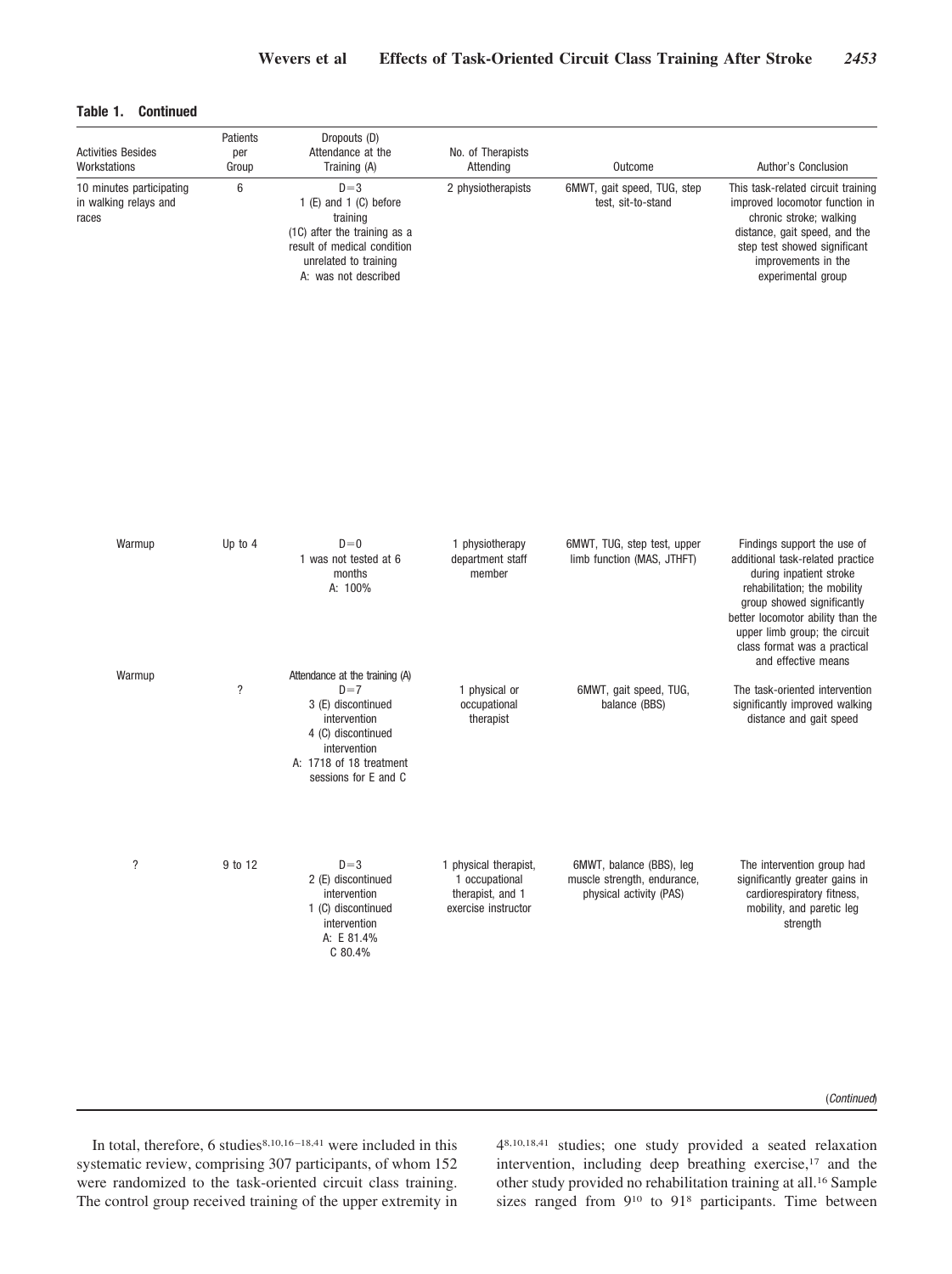**Table 1. Continued**

| Activities Besides Workstations | Patients per Group | Dropouts (D) Attendance at the Training (A) | No. of Therapists Attending | Outcome | Author's Conclusion |
|---|---|---|---|---|---|
| 10 minutes participating in walking relays and races | 6 | D=3<br>1 (E) and 1 (C) before training<br>(1C) after the training as a result of medical condition unrelated to training<br>A: was not described | 2 physiotherapists | 6MWT, gait speed, TUG, step test, sit-to-stand | This task-related circuit training improved locomotor function in chronic stroke; walking distance, gait speed, and the step test showed significant improvements in the experimental group |
| Warmup | Up to 4 | D=0<br>1 was not tested at 6 months<br>A: 100% | 1 physiotherapy department staff member | 6MWT, TUG, step test, upper limb function (MAS, JTHFT) | Findings support the use of additional task-related practice during inpatient stroke rehabilitation; the mobility group showed significantly better locomotor ability than the upper limb group; the circuit class format was a practical and effective means |
| Warmup | ? | Attendance at the training (A)<br>D=7<br>3 (E) discontinued intervention<br>4 (C) discontinued intervention<br>A: 1718 of 18 treatment sessions for E and C | 1 physical or occupational therapist | 6MWT, gait speed, TUG, balance (BBS) | The task-oriented intervention significantly improved walking distance and gait speed |
| ? | 9 to 12 | D=3<br>2 (E) discontinued intervention<br>1 (C) discontinued intervention<br>A: E 81.4%<br>C 80.4% | 1 physical therapist, 1 occupational therapist, and 1 exercise instructor | 6MWT, balance (BBS), leg muscle strength, endurance, physical activity (PAS) | The intervention group had significantly greater gains in cardiorespiratory fitness, mobility, and paretic leg strength |

(*Continued*)

In total, therefore, 6 studies[8,10,16–18,41] were included in this systematic review, comprising 307 participants, of whom 152 were randomized to the task-oriented circuit class training. The control group received training of the upper extremity in 4[8,10,18,41] studies; one study provided a seated relaxation intervention, including deep breathing exercise,[17] and the other study provided no rehabilitation training at all.[16] Sample sizes ranged from 9[10] to 91[8] participants. Time between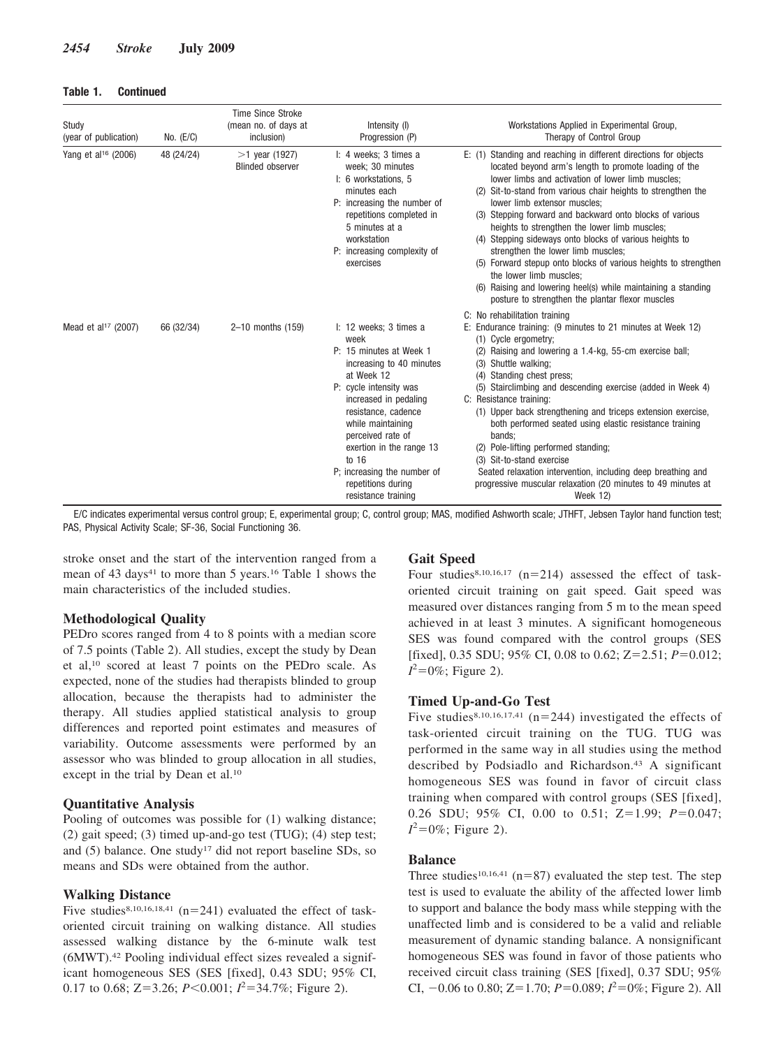**Table 1. Continued**

| Study (year of publication) | No. (E/C) | Time Since Stroke (mean no. of days at inclusion) | Intensity (I) Progression (P) | Workstations Applied in Experimental Group, Therapy of Control Group |
|---|---|---|---|---|
| Yang et al[16] (2006) | 48 (24/24) | >1 year (1927) Blinded observer | I: 4 weeks; 3 times a week; 30 minutes<br>I: 6 workstations, 5 minutes each<br>P: increasing the number of repetitions completed in 5 minutes at a workstation<br>P: increasing complexity of exercises | E: (1) Standing and reaching in different directions for objects located beyond arm's length to promote loading of the lower limbs and activation of lower limb muscles;<br>(2) Sit-to-stand from various chair heights to strengthen the lower limb extensor muscles;<br>(3) Stepping forward and backward onto blocks of various heights to strengthen the lower limb muscles;<br>(4) Stepping sideways onto blocks of various heights to strengthen the lower limb muscles;<br>(5) Forward stepup onto blocks of various heights to strengthen the lower limb muscles;<br>(6) Raising and lowering heel(s) while maintaining a standing posture to strengthen the plantar flexor muscles<br>C: No rehabilitation training |
| Mead et al[17] (2007) | 66 (32/34) | 2–10 months (159) | I: 12 weeks; 3 times a week<br>P: 15 minutes at Week 1 increasing to 40 minutes at Week 12<br>P: cycle intensity was increased in pedaling resistance, cadence while maintaining perceived rate of exertion in the range 13 to 16<br>P; increasing the number of repetitions during resistance training | E: Endurance training: (9 minutes to 21 minutes at Week 12)<br>(1) Cycle ergometry;<br>(2) Raising and lowering a 1.4-kg, 55-cm exercise ball;<br>(3) Shuttle walking;<br>(4) Standing chest press;<br>(5) Stairclimbing and descending exercise (added in Week 4)<br>C: Resistance training:<br>(1) Upper back strengthening and triceps extension exercise, both performed seated using elastic resistance training bands;<br>(2) Pole-lifting performed standing;<br>(3) Sit-to-stand exercise<br>Seated relaxation intervention, including deep breathing and progressive muscular relaxation (20 minutes to 49 minutes at Week 12) |

E/C indicates experimental versus control group; E, experimental group; C, control group; MAS, modified Ashworth scale; JTHFT, Jebsen Taylor hand function test; PAS, Physical Activity Scale; SF-36, Social Functioning 36.

stroke onset and the start of the intervention ranged from a mean of 43 days[41] to more than 5 years.[16] Table 1 shows the main characteristics of the included studies.

### Methodological Quality

PEDro scores ranged from 4 to 8 points with a median score of 7.5 points (Table 2). All studies, except the study by Dean et al,[10] scored at least 7 points on the PEDro scale. As expected, none of the studies had therapists blinded to group allocation, because the therapists had to administer the therapy. All studies applied statistical analysis to group differences and reported point estimates and measures of variability. Outcome assessments were performed by an assessor who was blinded to group allocation in all studies, except in the trial by Dean et al.[10]

### Quantitative Analysis

Pooling of outcomes was possible for (1) walking distance; (2) gait speed; (3) timed up-and-go test (TUG); (4) step test; and (5) balance. One study[17] did not report baseline SDs, so means and SDs were obtained from the author.

### Walking Distance

Five studies[8,10,16,18,41] ($n=241$) evaluated the effect of task-oriented circuit training on walking distance. All studies assessed walking distance by the 6-minute walk test (6MWT).[42] Pooling individual effect sizes revealed a significant homogeneous SES (SES [fixed], 0.43 SDU; 95% CI, 0.17 to 0.68; $Z=3.26$; $P<0.001$; $I^2=34.7\%$; Figure 2).

### Gait Speed

Four studies[8,10,16,17] ($n=214$) assessed the effect of task-oriented circuit training on gait speed. Gait speed was measured over distances ranging from 5 m to the mean speed achieved in at least 3 minutes. A significant homogeneous SES was found compared with the control groups (SES [fixed], 0.35 SDU; 95% CI, 0.08 to 0.62; $Z=2.51$; $P=0.012$; $I^2=0\%$; Figure 2).

### Timed Up-and-Go Test

Five studies[8,10,16,17,41] ($n=244$) investigated the effects of task-oriented circuit training on the TUG. TUG was performed in the same way in all studies using the method described by Podsiadlo and Richardson.[43] A significant homogeneous SES was found in favor of circuit class training when compared with control groups (SES [fixed], 0.26 SDU; 95% CI, 0.00 to 0.51; $Z=1.99$; $P=0.047$; $I^2=0\%$; Figure 2).

### Balance

Three studies[10,16,41] ($n=87$) evaluated the step test. The step test is used to evaluate the ability of the affected lower limb to support and balance the body mass while stepping with the unaffected limb and is considered to be a valid and reliable measurement of dynamic standing balance. A nonsignificant homogeneous SES was found in favor of those patients who received circuit class training (SES [fixed], 0.37 SDU; 95% CI, −0.06 to 0.80; $Z=1.70$; $P=0.089$; $I^2=0\%$; Figure 2). All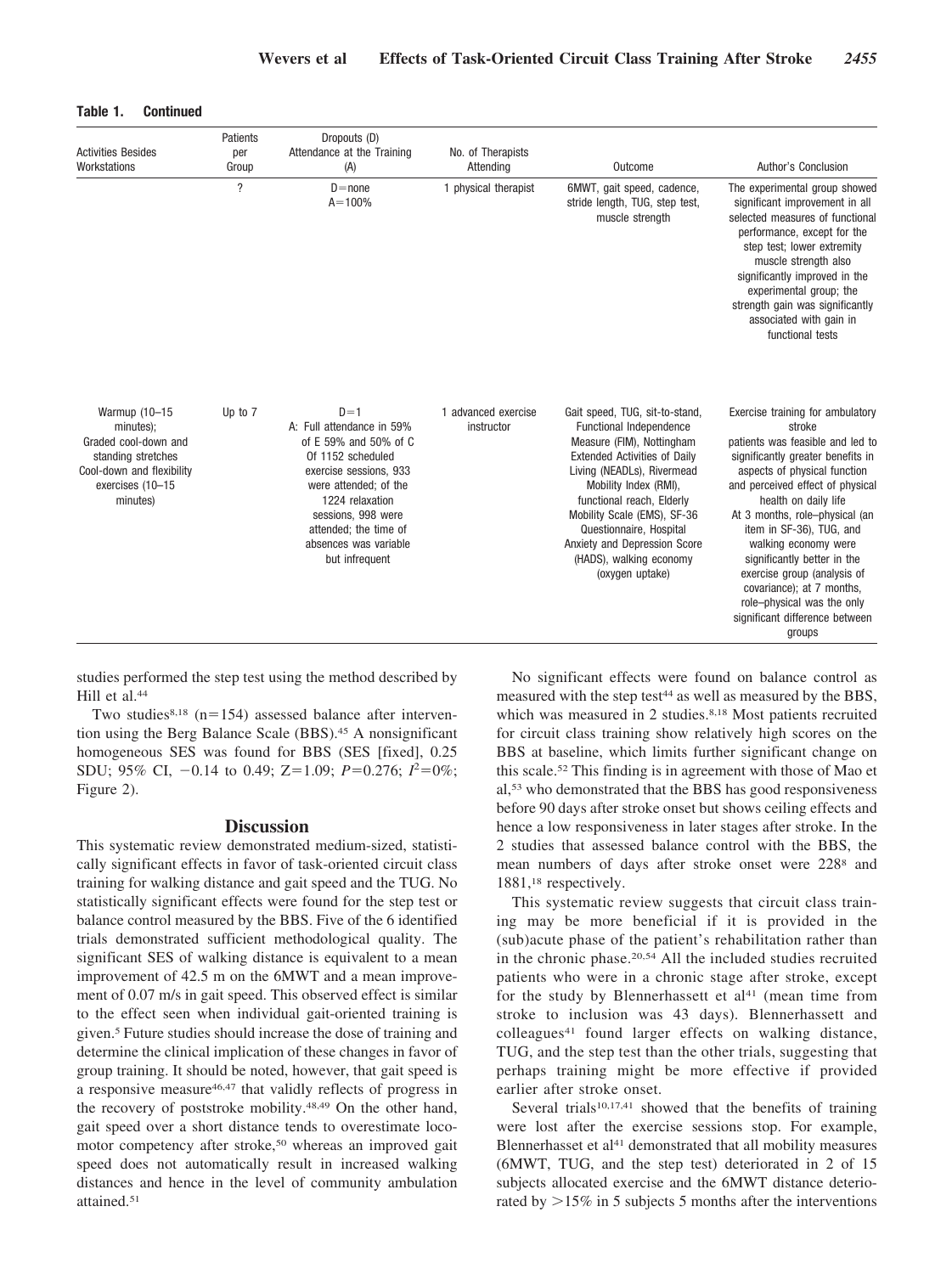**Table 1. Continued**

| Activities Besides Workstations | Patients per Group | Dropouts (D) Attendance at the Training (A) | No. of Therapists Attending | Outcome | Author's Conclusion |
|---|---|---|---|---|---|
| | ? | D=none A=100% | 1 physical therapist | 6MWT, gait speed, cadence, stride length, TUG, step test, muscle strength | The experimental group showed significant improvement in all selected measures of functional performance, except for the step test; lower extremity muscle strength also significantly improved in the experimental group; the strength gain was significantly associated with gain in functional tests |
| Warmup (10–15 minutes); Graded cool-down and standing stretches Cool-down and flexibility exercises (10–15 minutes) | Up to 7 | D=1 A: Full attendance in 59% of E 59% and 50% of C Of 1152 scheduled exercise sessions, 933 were attended; of the 1224 relaxation sessions, 998 were attended; the time of absences was variable but infrequent | 1 advanced exercise instructor | Gait speed, TUG, sit-to-stand, Functional Independence Measure (FIM), Nottingham Extended Activities of Daily Living (NEADLs), Rivermead Mobility Index (RMI), functional reach, Elderly Mobility Scale (EMS), SF-36 Questionnaire, Hospital Anxiety and Depression Score (HADS), walking economy (oxygen uptake) | Exercise training for ambulatory stroke patients was feasible and led to significantly greater benefits in aspects of physical function and perceived effect of physical health on daily life At 3 months, role–physical (an item in SF-36), TUG, and walking economy were significantly better in the exercise group (analysis of covariance); at 7 months, role–physical was the only significant difference between groups |

studies performed the step test using the method described by Hill et al.[44]

Two studies[8,18] (n=154) assessed balance after intervention using the Berg Balance Scale (BBS).[45] A nonsignificant homogeneous SES was found for BBS (SES [fixed], 0.25 SDU; 95% CI, −0.14 to 0.49; Z=1.09; $P$=0.276; $I^2$=0%; Figure 2).

## Discussion

This systematic review demonstrated medium-sized, statistically significant effects in favor of task-oriented circuit class training for walking distance and gait speed and the TUG. No statistically significant effects were found for the step test or balance control measured by the BBS. Five of the 6 identified trials demonstrated sufficient methodological quality. The significant SES of walking distance is equivalent to a mean improvement of 42.5 m on the 6MWT and a mean improvement of 0.07 m/s in gait speed. This observed effect is similar to the effect seen when individual gait-oriented training is given.[5] Future studies should increase the dose of training and determine the clinical implication of these changes in favor of group training. It should be noted, however, that gait speed is a responsive measure[46,47] that validly reflects of progress in the recovery of poststroke mobility.[48,49] On the other hand, gait speed over a short distance tends to overestimate locomotor competency after stroke,[50] whereas an improved gait speed does not automatically result in increased walking distances and hence in the level of community ambulation attained.[51]

No significant effects were found on balance control as measured with the step test[44] as well as measured by the BBS, which was measured in 2 studies.[8,18] Most patients recruited for circuit class training show relatively high scores on the BBS at baseline, which limits further significant change on this scale.[52] This finding is in agreement with those of Mao et al,[53] who demonstrated that the BBS has good responsiveness before 90 days after stroke onset but shows ceiling effects and hence a low responsiveness in later stages after stroke. In the 2 studies that assessed balance control with the BBS, the mean numbers of days after stroke onset were 228[8] and 1881,[18] respectively.

This systematic review suggests that circuit class training may be more beneficial if it is provided in the (sub)acute phase of the patient's rehabilitation rather than in the chronic phase.[20,54] All the included studies recruited patients who were in a chronic stage after stroke, except for the study by Blennerhassett et al[41] (mean time from stroke to inclusion was 43 days). Blennerhassett and colleagues[41] found larger effects on walking distance, TUG, and the step test than the other trials, suggesting that perhaps training might be more effective if provided earlier after stroke onset.

Several trials[10,17,41] showed that the benefits of training were lost after the exercise sessions stop. For example, Blennerhasset et al[41] demonstrated that all mobility measures (6MWT, TUG, and the step test) deteriorated in 2 of 15 subjects allocated exercise and the 6MWT distance deteriorated by >15% in 5 subjects 5 months after the interventions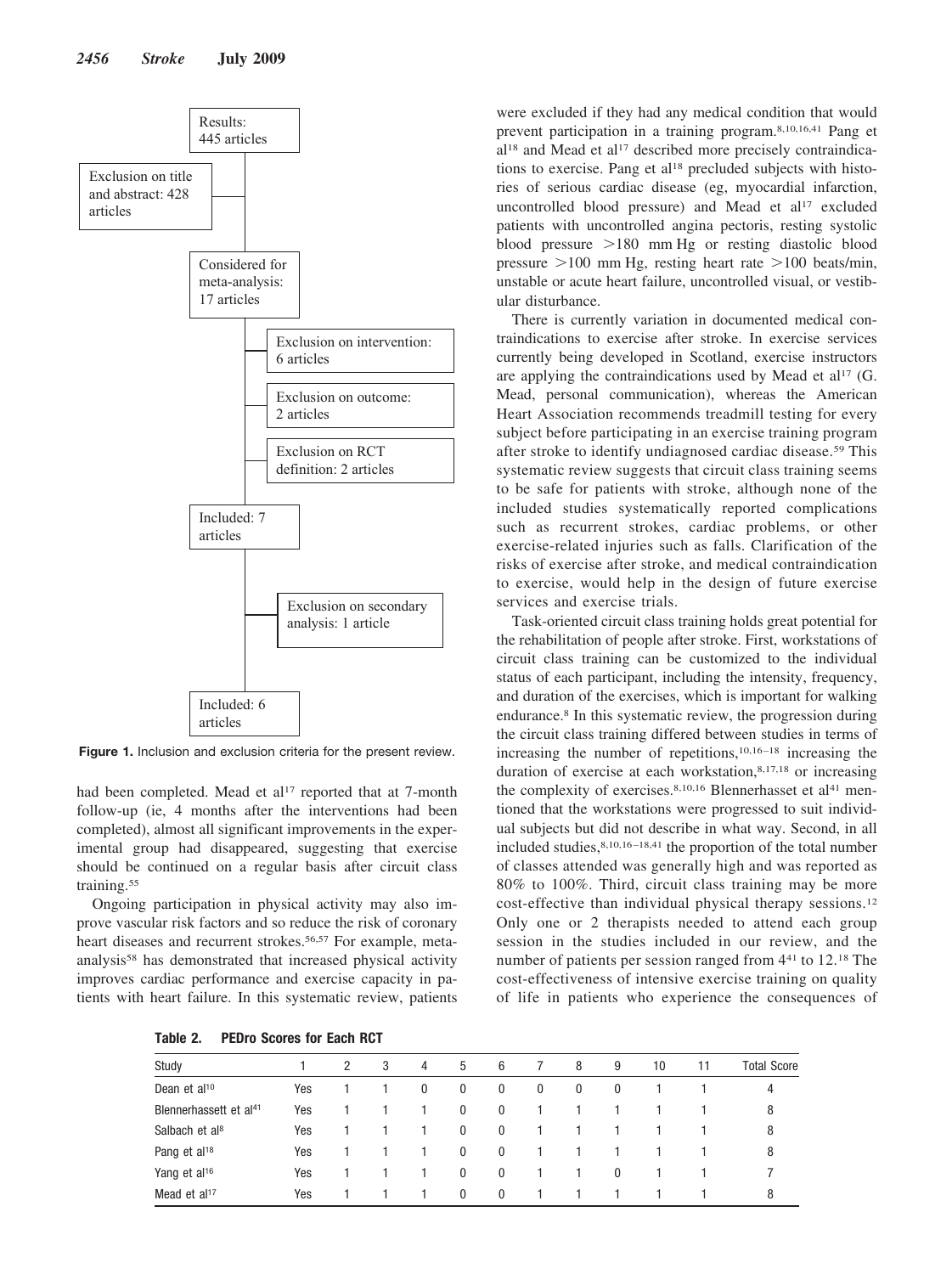Results: 445 articles

Exclusion on title and abstract: 428 articles

Considered for meta-analysis: 17 articles

Exclusion on intervention: 6 articles

Exclusion on outcome: 2 articles

Exclusion on RCT definition: 2 articles

Included: 7 articles

Exclusion on secondary analysis: 1 article

Included: 6 articles

**Figure 1.** Inclusion and exclusion criteria for the present review.

had been completed. Mead et al[17] reported that at 7-month follow-up (ie, 4 months after the interventions had been completed), almost all significant improvements in the experimental group had disappeared, suggesting that exercise should be continued on a regular basis after circuit class training.[55]

Ongoing participation in physical activity may also improve vascular risk factors and so reduce the risk of coronary heart diseases and recurrent strokes.[56,57] For example, meta-analysis[58] has demonstrated that increased physical activity improves cardiac performance and exercise capacity in patients with heart failure. In this systematic review, patients were excluded if they had any medical condition that would prevent participation in a training program.[8,10,16,41] Pang et al[18] and Mead et al[17] described more precisely contraindications to exercise. Pang et al[18] precluded subjects with histories of serious cardiac disease (eg, myocardial infarction, uncontrolled blood pressure) and Mead et al[17] excluded patients with uncontrolled angina pectoris, resting systolic blood pressure >180 mm Hg or resting diastolic blood pressure >100 mm Hg, resting heart rate >100 beats/min, unstable or acute heart failure, uncontrolled visual, or vestibular disturbance.

There is currently variation in documented medical contraindications to exercise after stroke. In exercise services currently being developed in Scotland, exercise instructors are applying the contraindications used by Mead et al[17] (G. Mead, personal communication), whereas the American Heart Association recommends treadmill testing for every subject before participating in an exercise training program after stroke to identify undiagnosed cardiac disease.[59] This systematic review suggests that circuit class training seems to be safe for patients with stroke, although none of the included studies systematically reported complications such as recurrent strokes, cardiac problems, or other exercise-related injuries such as falls. Clarification of the risks of exercise after stroke, and medical contraindication to exercise, would help in the design of future exercise services and exercise trials.

Task-oriented circuit class training holds great potential for the rehabilitation of people after stroke. First, workstations of circuit class training can be customized to the individual status of each participant, including the intensity, frequency, and duration of the exercises, which is important for walking endurance.[8] In this systematic review, the progression during the circuit class training differed between studies in terms of increasing the number of repetitions,[10,16–18] increasing the duration of exercise at each workstation,[8,17,18] or increasing the complexity of exercises.[8,10,16] Blennerhasset et al[41] mentioned that the workstations were progressed to suit individual subjects but did not describe in what way. Second, in all included studies,[8,10,16–18,41] the proportion of the total number of classes attended was generally high and was reported as 80% to 100%. Third, circuit class training may be more cost-effective than individual physical therapy sessions.[12] Only one or 2 therapists needed to attend each group session in the studies included in our review, and the number of patients per session ranged from 4[41] to 12.[18] The cost-effectiveness of intensive exercise training on quality of life in patients who experience the consequences of

**Table 2. PEDro Scores for Each RCT**

| Study | 1 | 2 | 3 | 4 | 5 | 6 | 7 | 8 | 9 | 10 | 11 | Total Score |
|---|---|---|---|---|---|---|---|---|---|---|---|---|
| Dean et al[10] | Yes | 1 | 1 | 0 | 0 | 0 | 0 | 0 | 0 | 1 | 1 | 4 |
| Blennerhassett et al[41] | Yes | 1 | 1 | 1 | 0 | 0 | 1 | 1 | 1 | 1 | 1 | 8 |
| Salbach et al[8] | Yes | 1 | 1 | 1 | 0 | 0 | 1 | 1 | 1 | 1 | 1 | 8 |
| Pang et al[18] | Yes | 1 | 1 | 1 | 0 | 0 | 1 | 1 | 1 | 1 | 1 | 8 |
| Yang et al[16] | Yes | 1 | 1 | 1 | 0 | 0 | 1 | 1 | 0 | 1 | 1 | 7 |
| Mead et al[17] | Yes | 1 | 1 | 1 | 0 | 0 | 1 | 1 | 1 | 1 | 1 | 8 |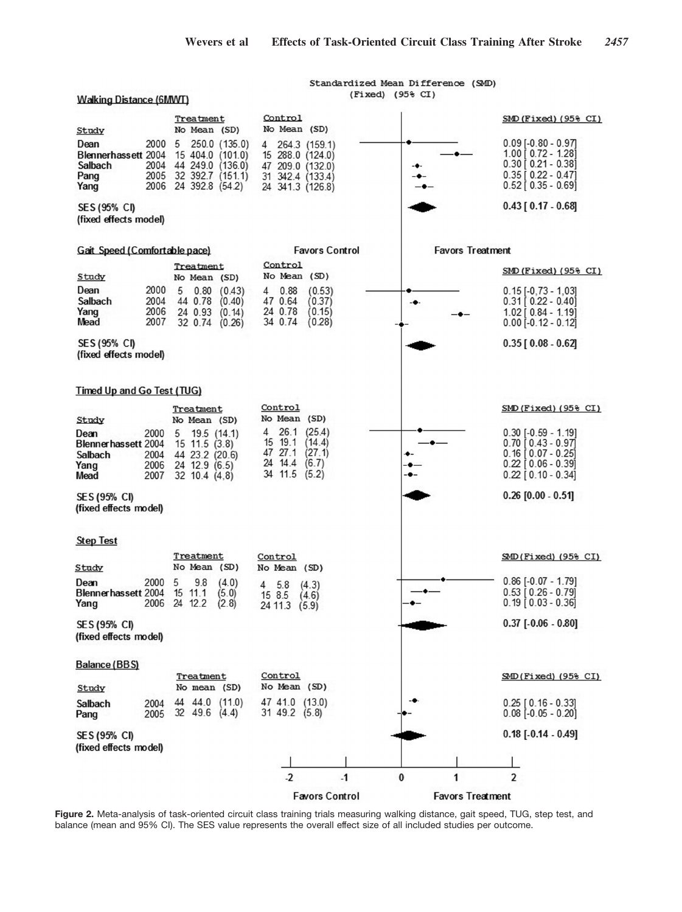Standardized Mean Difference (SMD) (Fixed) (95% CI)

**Walking Distance (6MWT)**

| Study | Year | Treatment No | Treatment Mean (SD) | Control No | Control Mean (SD) | SMD (Fixed) (95% CI) |
|---|---|---|---|---|---|---|
| Dean | 2000 | 5 | 250.0 (135.0) | 4 | 264.3 (159.1) | 0.09 [-0.80 - 0.97] |
| Blennerhassett | 2004 | 15 | 404.0 (101.0) | 15 | 288.0 (124.0) | 1.00 [ 0.72 - 1.28] |
| Salbach | 2004 | 44 | 249.0 (136.0) | 47 | 209.0 (132.0) | 0.30 [ 0.21 - 0.38] |
| Pang | 2005 | 32 | 392.7 (151.1) | 31 | 342.4 (133.4) | 0.35 [ 0.22 - 0.47] |
| Yang | 2006 | 24 | 392.8 (54.2) | 24 | 341.3 (126.8) | 0.52 [ 0.35 - 0.69] |
| SES (95% CI) (fixed effects model) | | | | | | 0.43 [ 0.17 - 0.68] |

**Gait Speed (Comfortable pace)**

| Study | Year | Treatment No | Treatment Mean (SD) | Control No | Control Mean (SD) | SMD (Fixed) (95% CI) |
|---|---|---|---|---|---|---|
| Dean | 2000 | 5 | 0.80 (0.43) | 4 | 0.88 (0.53) | 0.15 [-0.73 - 1.03] |
| Salbach | 2004 | 44 | 0.78 (0.40) | 47 | 0.64 (0.37) | 0.31 [ 0.22 - 0.40] |
| Yang | 2006 | 24 | 0.93 (0.14) | 24 | 0.78 (0.15) | 1.02 [ 0.84 - 1.19] |
| Mead | 2007 | 32 | 0.74 (0.26) | 34 | 0.74 (0.28) | 0.00 [-0.12 - 0.12] |
| SES (95% CI) (fixed effects model) | | | | | | 0.35 [ 0.08 - 0.62] |

**Timed Up and Go Test (TUG)**

| Study | Year | Treatment No | Treatment Mean (SD) | Control No | Control Mean (SD) | SMD (Fixed) (95% CI) |
|---|---|---|---|---|---|---|
| Dean | 2000 | 5 | 19.5 (14.1) | 4 | 26.1 (25.4) | 0.30 [-0.59 - 1.19] |
| Blennerhassett | 2004 | 15 | 11.5 (3.8) | 15 | 19.1 (14.4) | 0.70 [ 0.43 - 0.97] |
| Salbach | 2004 | 44 | 23.2 (20.6) | 47 | 27.1 (27.1) | 0.16 [ 0.07 - 0.25] |
| Yang | 2006 | 24 | 12.9 (6.5) | 24 | 14.4 (6.7) | 0.22 [ 0.06 - 0.39] |
| Mead | 2007 | 32 | 10.4 (4.8) | 34 | 11.5 (5.2) | 0.22 [ 0.10 - 0.34] |
| SES (95% CI) (fixed effects model) | | | | | | 0.26 [0.00 - 0.51] |

**Step Test**

| Study | Year | Treatment No | Treatment Mean (SD) | Control No | Control Mean (SD) | SMD (Fixed) (95% CI) |
|---|---|---|---|---|---|---|
| Dean | 2000 | 5 | 9.8 (4.0) | 4 | 5.8 (4.3) | 0.86 [-0.07 - 1.79] |
| Blennerhassett | 2004 | 15 | 11.1 (5.0) | 15 | 8.5 (4.6) | 0.53 [ 0.26 - 0.79] |
| Yang | 2006 | 24 | 12.2 (2.8) | 24 | 11.3 (5.9) | 0.19 [ 0.03 - 0.36] |
| SES (95% CI) (fixed effects model) | | | | | | 0.37 [-0.06 - 0.80] |

**Balance (BBS)**

| Study | Year | Treatment No | Treatment mean (SD) | Control No | Control Mean (SD) | SMD (Fixed) (95% CI) |
|---|---|---|---|---|---|---|
| Salbach | 2004 | 44 | 44.0 (11.0) | 47 | 41.0 (13.0) | 0.25 [ 0.16 - 0.33] |
| Pang | 2005 | 32 | 49.6 (4.4) | 31 | 49.2 (5.8) | 0.08 [-0.05 - 0.20] |
| SES (95% CI) (fixed effects model) | | | | | | 0.18 [-0.14 - 0.49] |

Favors Control — Favors Treatment

**Figure 2.** Meta-analysis of task-oriented circuit class training trials measuring walking distance, gait speed, TUG, step test, and balance (mean and 95% CI). The SES value represents the overall effect size of all included studies per outcome.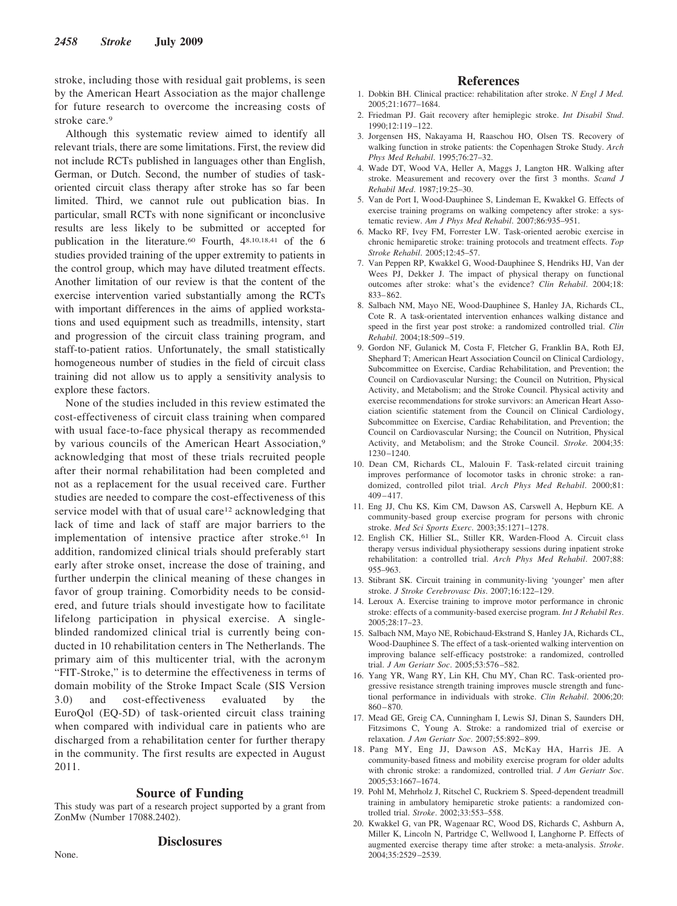stroke, including those with residual gait problems, is seen by the American Heart Association as the major challenge for future research to overcome the increasing costs of stroke care.[9]

Although this systematic review aimed to identify all relevant trials, there are some limitations. First, the review did not include RCTs published in languages other than English, German, or Dutch. Second, the number of studies of task-oriented circuit class therapy after stroke has so far been limited. Third, we cannot rule out publication bias. In particular, small RCTs with none significant or inconclusive results are less likely to be submitted or accepted for publication in the literature.[60] Fourth, 4[8,10,18,41] of the 6 studies provided training of the upper extremity to patients in the control group, which may have diluted treatment effects. Another limitation of our review is that the content of the exercise intervention varied substantially among the RCTs with important differences in the aims of applied workstations and used equipment such as treadmills, intensity, start and progression of the circuit class training program, and staff-to-patient ratios. Unfortunately, the small statistically homogeneous number of studies in the field of circuit class training did not allow us to apply a sensitivity analysis to explore these factors.

None of the studies included in this review estimated the cost-effectiveness of circuit class training when compared with usual face-to-face physical therapy as recommended by various councils of the American Heart Association,[9] acknowledging that most of these trials recruited people after their normal rehabilitation had been completed and not as a replacement for the usual received care. Further studies are needed to compare the cost-effectiveness of this service model with that of usual care[12] acknowledging that lack of time and lack of staff are major barriers to the implementation of intensive practice after stroke.[61] In addition, randomized clinical trials should preferably start early after stroke onset, increase the dose of training, and further underpin the clinical meaning of these changes in favor of group training. Comorbidity needs to be considered, and future trials should investigate how to facilitate lifelong participation in physical exercise. A single-blinded randomized clinical trial is currently being conducted in 10 rehabilitation centers in The Netherlands. The primary aim of this multicenter trial, with the acronym "FIT-Stroke," is to determine the effectiveness in terms of domain mobility of the Stroke Impact Scale (SIS Version 3.0) and cost-effectiveness evaluated by the EuroQol (EQ-5D) of task-oriented circuit class training when compared with individual care in patients who are discharged from a rehabilitation center for further therapy in the community. The first results are expected in August 2011.

## Source of Funding

This study was part of a research project supported by a grant from ZonMw (Number 17088.2402).

## Disclosures

None.

## References

1. Dobkin BH. Clinical practice: rehabilitation after stroke. *N Engl J Med.* 2005;21:1677–1684.
2. Friedman PJ. Gait recovery after hemiplegic stroke. *Int Disabil Stud*. 1990;12:119–122.
3. Jorgensen HS, Nakayama H, Raaschou HO, Olsen TS. Recovery of walking function in stroke patients: the Copenhagen Stroke Study. *Arch Phys Med Rehabil*. 1995;76:27–32.
4. Wade DT, Wood VA, Heller A, Maggs J, Langton HR. Walking after stroke. Measurement and recovery over the first 3 months. *Scand J Rehabil Med*. 1987;19:25–30.
5. Van de Port I, Wood-Dauphinee S, Lindeman E, Kwakkel G. Effects of exercise training programs on walking competency after stroke: a systematic review. *Am J Phys Med Rehabil*. 2007;86:935–951.
6. Macko RF, Ivey FM, Forrester LW. Task-oriented aerobic exercise in chronic hemiparetic stroke: training protocols and treatment effects. *Top Stroke Rehabil*. 2005;12:45–57.
7. Van Peppen RP, Kwakkel G, Wood-Dauphinee S, Hendriks HJ, Van der Wees PJ, Dekker J. The impact of physical therapy on functional outcomes after stroke: what's the evidence? *Clin Rehabil*. 2004;18: 833–862.
8. Salbach NM, Mayo NE, Wood-Dauphinee S, Hanley JA, Richards CL, Cote R. A task-orientated intervention enhances walking distance and speed in the first year post stroke: a randomized controlled trial. *Clin Rehabil*. 2004;18:509–519.
9. Gordon NF, Gulanick M, Costa F, Fletcher G, Franklin BA, Roth EJ, Shephard T; American Heart Association Council on Clinical Cardiology, Subcommittee on Exercise, Cardiac Rehabilitation, and Prevention; the Council on Cardiovascular Nursing; the Council on Nutrition, Physical Activity, and Metabolism; and the Stroke Council. Physical activity and exercise recommendations for stroke survivors: an American Heart Association scientific statement from the Council on Clinical Cardiology, Subcommittee on Exercise, Cardiac Rehabilitation, and Prevention; the Council on Cardiovascular Nursing; the Council on Nutrition, Physical Activity, and Metabolism; and the Stroke Council. *Stroke.* 2004;35: 1230–1240.
10. Dean CM, Richards CL, Malouin F. Task-related circuit training improves performance of locomotor tasks in chronic stroke: a randomized, controlled pilot trial. *Arch Phys Med Rehabil*. 2000;81: 409–417.
11. Eng JJ, Chu KS, Kim CM, Dawson AS, Carswell A, Hepburn KE. A community-based group exercise program for persons with chronic stroke. *Med Sci Sports Exerc*. 2003;35:1271–1278.
12. English CK, Hillier SL, Stiller KR, Warden-Flood A. Circuit class therapy versus individual physiotherapy sessions during inpatient stroke rehabilitation: a controlled trial. *Arch Phys Med Rehabil*. 2007;88: 955–963.
13. Stibrant SK. Circuit training in community-living 'younger' men after stroke. *J Stroke Cerebrovasc Dis*. 2007;16:122–129.
14. Leroux A. Exercise training to improve motor performance in chronic stroke: effects of a community-based exercise program. *Int J Rehabil Res*. 2005;28:17–23.
15. Salbach NM, Mayo NE, Robichaud-Ekstrand S, Hanley JA, Richards CL, Wood-Dauphinee S. The effect of a task-oriented walking intervention on improving balance self-efficacy poststroke: a randomized, controlled trial. *J Am Geriatr Soc*. 2005;53:576–582.
16. Yang YR, Wang RY, Lin KH, Chu MY, Chan RC. Task-oriented progressive resistance strength training improves muscle strength and functional performance in individuals with stroke. *Clin Rehabil*. 2006;20: 860–870.
17. Mead GE, Greig CA, Cunningham I, Lewis SJ, Dinan S, Saunders DH, Fitzsimons C, Young A. Stroke: a randomized trial of exercise or relaxation. *J Am Geriatr Soc*. 2007;55:892–899.
18. Pang MY, Eng JJ, Dawson AS, McKay HA, Harris JE. A community-based fitness and mobility exercise program for older adults with chronic stroke: a randomized, controlled trial. *J Am Geriatr Soc*. 2005;53:1667–1674.
19. Pohl M, Mehrholz J, Ritschel C, Ruckriem S. Speed-dependent treadmill training in ambulatory hemiparetic stroke patients: a randomized controlled trial. *Stroke*. 2002;33:553–558.
20. Kwakkel G, van PR, Wagenaar RC, Wood DS, Richards C, Ashburn A, Miller K, Lincoln N, Partridge C, Wellwood I, Langhorne P. Effects of augmented exercise therapy time after stroke: a meta-analysis. *Stroke*. 2004;35:2529–2539.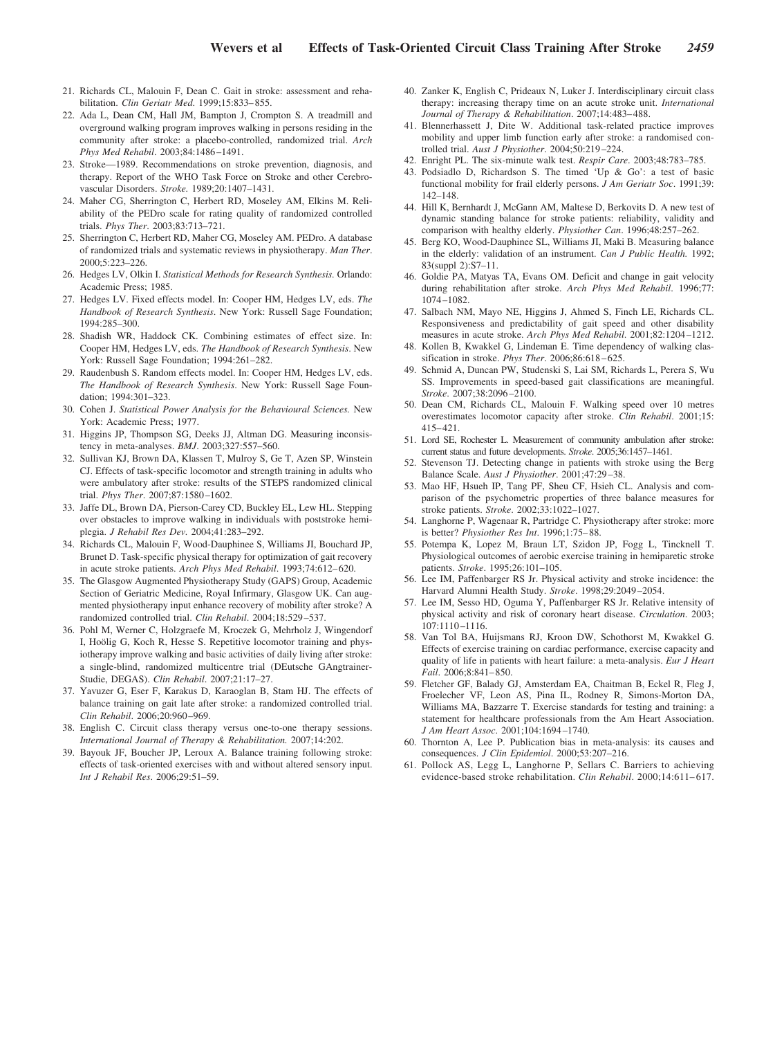21. Richards CL, Malouin F, Dean C. Gait in stroke: assessment and rehabilitation. *Clin Geriatr Med*. 1999;15:833–855.
22. Ada L, Dean CM, Hall JM, Bampton J, Crompton S. A treadmill and overground walking program improves walking in persons residing in the community after stroke: a placebo-controlled, randomized trial. *Arch Phys Med Rehabil*. 2003;84:1486–1491.
23. Stroke—1989. Recommendations on stroke prevention, diagnosis, and therapy. Report of the WHO Task Force on Stroke and other Cerebrovascular Disorders. *Stroke*. 1989;20:1407–1431.
24. Maher CG, Sherrington C, Herbert RD, Moseley AM, Elkins M. Reliability of the PEDro scale for rating quality of randomized controlled trials. *Phys Ther*. 2003;83:713–721.
25. Sherrington C, Herbert RD, Maher CG, Moseley AM. PEDro. A database of randomized trials and systematic reviews in physiotherapy. *Man Ther*. 2000;5:223–226.
26. Hedges LV, Olkin I. *Statistical Methods for Research Synthesis*. Orlando: Academic Press; 1985.
27. Hedges LV. Fixed effects model. In: Cooper HM, Hedges LV, eds. *The Handbook of Research Synthesis*. New York: Russell Sage Foundation; 1994:285–300.
28. Shadish WR, Haddock CK. Combining estimates of effect size. In: Cooper HM, Hedges LV, eds. *The Handbook of Research Synthesis*. New York: Russell Sage Foundation; 1994:261–282.
29. Raudenbush S. Random effects model. In: Cooper HM, Hedges LV, eds. *The Handbook of Research Synthesis*. New York: Russell Sage Foundation; 1994:301–323.
30. Cohen J. *Statistical Power Analysis for the Behavioural Sciences*. New York: Academic Press; 1977.
31. Higgins JP, Thompson SG, Deeks JJ, Altman DG. Measuring inconsistency in meta-analyses. *BMJ*. 2003;327:557–560.
32. Sullivan KJ, Brown DA, Klassen T, Mulroy S, Ge T, Azen SP, Winstein CJ. Effects of task-specific locomotor and strength training in adults who were ambulatory after stroke: results of the STEPS randomized clinical trial. *Phys Ther*. 2007;87:1580–1602.
33. Jaffe DL, Brown DA, Pierson-Carey CD, Buckley EL, Lew HL. Stepping over obstacles to improve walking in individuals with poststroke hemiplegia. *J Rehabil Res Dev*. 2004;41:283–292.
34. Richards CL, Malouin F, Wood-Dauphinee S, Williams JI, Bouchard JP, Brunet D. Task-specific physical therapy for optimization of gait recovery in acute stroke patients. *Arch Phys Med Rehabil*. 1993;74:612–620.
35. The Glasgow Augmented Physiotherapy Study (GAPS) Group, Academic Section of Geriatric Medicine, Royal Infirmary, Glasgow UK. Can augmented physiotherapy input enhance recovery of mobility after stroke? A randomized controlled trial. *Clin Rehabil*. 2004;18:529–537.
36. Pohl M, Werner C, Holzgraefe M, Kroczek G, Mehrholz J, Wingendorf I, Hoölig G, Koch R, Hesse S. Repetitive locomotor training and physiotherapy improve walking and basic activities of daily living after stroke: a single-blind, randomized multicentre trial (DEutsche GAngtrainer-Studie, DEGAS). *Clin Rehabil*. 2007;21:17–27.
37. Yavuzer G, Eser F, Karakus D, Karaoglan B, Stam HJ. The effects of balance training on gait late after stroke: a randomized controlled trial. *Clin Rehabil*. 2006;20:960–969.
38. English C. Circuit class therapy versus one-to-one therapy sessions. *International Journal of Therapy & Rehabilitation.* 2007;14:202.
39. Bayouk JF, Boucher JP, Leroux A. Balance training following stroke: effects of task-oriented exercises with and without altered sensory input. *Int J Rehabil Res*. 2006;29:51–59.
40. Zanker K, English C, Prideaux N, Luker J. Interdisciplinary circuit class therapy: increasing therapy time on an acute stroke unit. *International Journal of Therapy & Rehabilitation*. 2007;14:483–488.
41. Blennerhassett J, Dite W. Additional task-related practice improves mobility and upper limb function early after stroke: a randomised controlled trial. *Aust J Physiother*. 2004;50:219–224.
42. Enright PL. The six-minute walk test. *Respir Care*. 2003;48:783–785.
43. Podsiadlo D, Richardson S. The timed 'Up & Go': a test of basic functional mobility for frail elderly persons. *J Am Geriatr Soc*. 1991;39: 142–148.
44. Hill K, Bernhardt J, McGann AM, Maltese D, Berkovits D. A new test of dynamic standing balance for stroke patients: reliability, validity and comparison with healthy elderly. *Physiother Can*. 1996;48:257–262.
45. Berg KO, Wood-Dauphinee SL, Williams JI, Maki B. Measuring balance in the elderly: validation of an instrument. *Can J Public Health.* 1992; 83(suppl 2):S7–11.
46. Goldie PA, Matyas TA, Evans OM. Deficit and change in gait velocity during rehabilitation after stroke. *Arch Phys Med Rehabil*. 1996;77: 1074–1082.
47. Salbach NM, Mayo NE, Higgins J, Ahmed S, Finch LE, Richards CL. Responsiveness and predictability of gait speed and other disability measures in acute stroke. *Arch Phys Med Rehabil*. 2001;82:1204–1212.
48. Kollen B, Kwakkel G, Lindeman E. Time dependency of walking classification in stroke. *Phys Ther*. 2006;86:618–625.
49. Schmid A, Duncan PW, Studenski S, Lai SM, Richards L, Perera S, Wu SS. Improvements in speed-based gait classifications are meaningful. *Stroke*. 2007;38:2096–2100.
50. Dean CM, Richards CL, Malouin F. Walking speed over 10 metres overestimates locomotor capacity after stroke. *Clin Rehabil*. 2001;15: 415–421.
51. Lord SE, Rochester L. Measurement of community ambulation after stroke: current status and future developments. *Stroke*. 2005;36:1457–1461.
52. Stevenson TJ. Detecting change in patients with stroke using the Berg Balance Scale. *Aust J Physiother*. 2001;47:29–38.
53. Mao HF, Hsueh IP, Tang PF, Sheu CF, Hsieh CL. Analysis and comparison of the psychometric properties of three balance measures for stroke patients. *Stroke*. 2002;33:1022–1027.
54. Langhorne P, Wagenaar R, Partridge C. Physiotherapy after stroke: more is better? *Physiother Res Int*. 1996;1:75–88.
55. Potempa K, Lopez M, Braun LT, Szidon JP, Fogg L, Tincknell T. Physiological outcomes of aerobic exercise training in hemiparetic stroke patients. *Stroke*. 1995;26:101–105.
56. Lee IM, Paffenbarger RS Jr. Physical activity and stroke incidence: the Harvard Alumni Health Study. *Stroke*. 1998;29:2049–2054.
57. Lee IM, Sesso HD, Oguma Y, Paffenbarger RS Jr. Relative intensity of physical activity and risk of coronary heart disease. *Circulation*. 2003; 107:1110–1116.
58. Van Tol BA, Huijsmans RJ, Kroon DW, Schothorst M, Kwakkel G. Effects of exercise training on cardiac performance, exercise capacity and quality of life in patients with heart failure: a meta-analysis. *Eur J Heart Fail*. 2006;8:841–850.
59. Fletcher GF, Balady GJ, Amsterdam EA, Chaitman B, Eckel R, Fleg J, Froelecher VF, Leon AS, Pina IL, Rodney R, Simons-Morton DA, Williams MA, Bazzarre T. Exercise standards for testing and training: a statement for healthcare professionals from the Am Heart Association. *J Am Heart Assoc*. 2001;104:1694–1740.
60. Thornton A, Lee P. Publication bias in meta-analysis: its causes and consequences. *J Clin Epidemiol*. 2000;53:207–216.
61. Pollock AS, Legg L, Langhorne P, Sellars C. Barriers to achieving evidence-based stroke rehabilitation. *Clin Rehabil*. 2000;14:611–617.